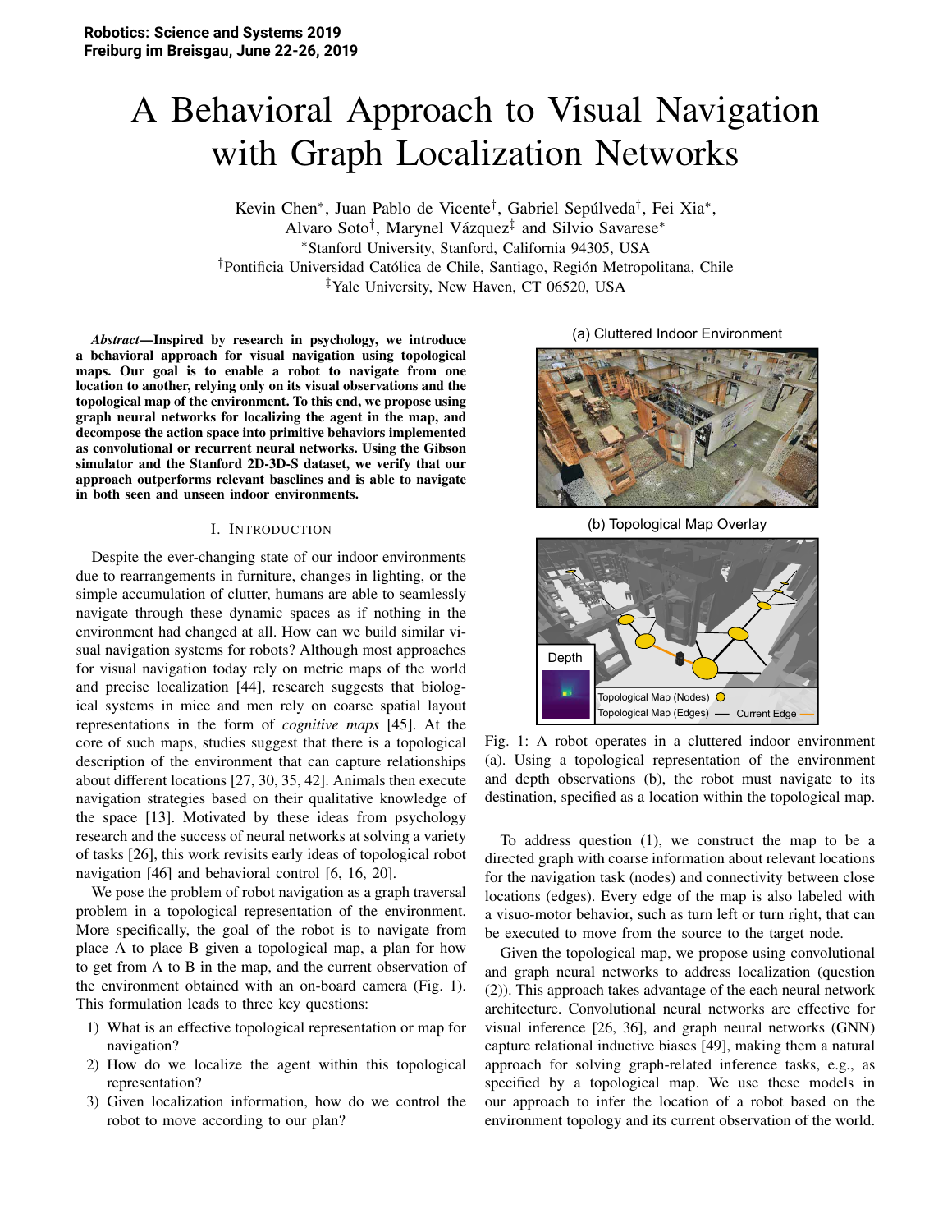Robotics: Science and Systems 2019
Freiburg im Breisgau, June 22-26, 2019

# A Behavioral Approach to Visual Navigation with Graph Localization Networks

Kevin Chen[*], Juan Pablo de Vicente[†], Gabriel Sepúlveda[†], Fei Xia[*], Alvaro Soto[†], Marynel Vázquez[‡] and Silvio Savarese[*]

[*]Stanford University, Stanford, California 94305, USA
[†]Pontificia Universidad Católica de Chile, Santiago, Región Metropolitana, Chile
[‡]Yale University, New Haven, CT 06520, USA

***Abstract*—Inspired by research in psychology, we introduce a behavioral approach for visual navigation using topological maps. Our goal is to enable a robot to navigate from one location to another, relying only on its visual observations and the topological map of the environment. To this end, we propose using graph neural networks for localizing the agent in the map, and decompose the action space into primitive behaviors implemented as convolutional or recurrent neural networks. Using the Gibson simulator and the Stanford 2D-3D-S dataset, we verify that our approach outperforms relevant baselines and is able to navigate in both seen and unseen indoor environments.**

## I. Introduction

Despite the ever-changing state of our indoor environments due to rearrangements in furniture, changes in lighting, or the simple accumulation of clutter, humans are able to seamlessly navigate through these dynamic spaces as if nothing in the environment had changed at all. How can we build similar visual navigation systems for robots? Although most approaches for visual navigation today rely on metric maps of the world and precise localization [44], research suggests that biological systems in mice and men rely on coarse spatial layout representations in the form of *cognitive maps* [45]. At the core of such maps, studies suggest that there is a topological description of the environment that can capture relationships about different locations [27, 30, 35, 42]. Animals then execute navigation strategies based on their qualitative knowledge of the space [13]. Motivated by these ideas from psychology research and the success of neural networks at solving a variety of tasks [26], this work revisits early ideas of topological robot navigation [46] and behavioral control [6, 16, 20].

We pose the problem of robot navigation as a graph traversal problem in a topological representation of the environment. More specifically, the goal of the robot is to navigate from place A to place B given a topological map, a plan for how to get from A to B in the map, and the current observation of the environment obtained with an on-board camera (Fig. 1). This formulation leads to three key questions:

1) What is an effective topological representation or map for navigation?
2) How do we localize the agent within this topological representation?
3) Given localization information, how do we control the robot to move according to our plan?

(a) Cluttered Indoor Environment

(b) Topological Map Overlay

Depth — Topological Map (Nodes) — Topological Map (Edges) — Current Edge

Fig. 1: A robot operates in a cluttered indoor environment (a). Using a topological representation of the environment and depth observations (b), the robot must navigate to its destination, specified as a location within the topological map.

To address question (1), we construct the map to be a directed graph with coarse information about relevant locations for the navigation task (nodes) and connectivity between close locations (edges). Every edge of the map is also labeled with a visuo-motor behavior, such as turn left or turn right, that can be executed to move from the source to the target node.

Given the topological map, we propose using convolutional and graph neural networks to address localization (question (2)). This approach takes advantage of the each neural network architecture. Convolutional neural networks are effective for visual inference [26, 36], and graph neural networks (GNN) capture relational inductive biases [49], making them a natural approach for solving graph-related inference tasks, e.g., as specified by a topological map. We use these models in our approach to infer the location of a robot based on the environment topology and its current observation of the world.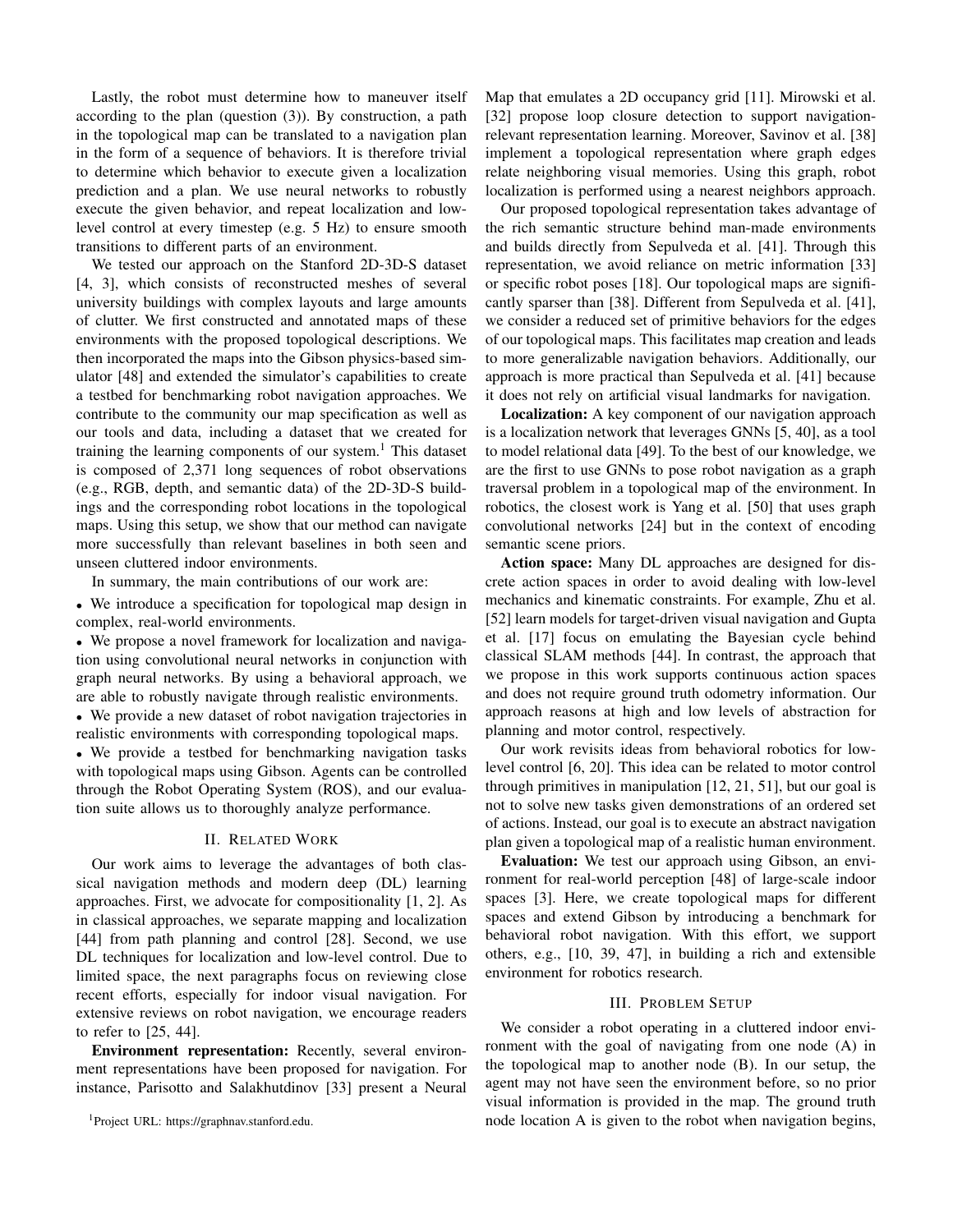Lastly, the robot must determine how to maneuver itself according to the plan (question (3)). By construction, a path in the topological map can be translated to a navigation plan in the form of a sequence of behaviors. It is therefore trivial to determine which behavior to execute given a localization prediction and a plan. We use neural networks to robustly execute the given behavior, and repeat localization and low-level control at every timestep (e.g. 5 Hz) to ensure smooth transitions to different parts of an environment.

We tested our approach on the Stanford 2D-3D-S dataset [4, 3], which consists of reconstructed meshes of several university buildings with complex layouts and large amounts of clutter. We first constructed and annotated maps of these environments with the proposed topological descriptions. We then incorporated the maps into the Gibson physics-based simulator [48] and extended the simulator's capabilities to create a testbed for benchmarking robot navigation approaches. We contribute to the community our map specification as well as our tools and data, including a dataset that we created for training the learning components of our system.[1] This dataset is composed of 2,371 long sequences of robot observations (e.g., RGB, depth, and semantic data) of the 2D-3D-S buildings and the corresponding robot locations in the topological maps. Using this setup, we show that our method can navigate more successfully than relevant baselines in both seen and unseen cluttered indoor environments.

In summary, the main contributions of our work are:

- We introduce a specification for topological map design in complex, real-world environments.
- We propose a novel framework for localization and navigation using convolutional neural networks in conjunction with graph neural networks. By using a behavioral approach, we are able to robustly navigate through realistic environments.
- We provide a new dataset of robot navigation trajectories in realistic environments with corresponding topological maps.
- We provide a testbed for benchmarking navigation tasks with topological maps using Gibson. Agents can be controlled through the Robot Operating System (ROS), and our evaluation suite allows us to thoroughly analyze performance.

## II. Related Work

Our work aims to leverage the advantages of both classical navigation methods and modern deep (DL) learning approaches. First, we advocate for compositionality [1, 2]. As in classical approaches, we separate mapping and localization [44] from path planning and control [28]. Second, we use DL techniques for localization and low-level control. Due to limited space, the next paragraphs focus on reviewing close recent efforts, especially for indoor visual navigation. For extensive reviews on robot navigation, we encourage readers to refer to [25, 44].

**Environment representation:** Recently, several environment representations have been proposed for navigation. For instance, Parisotto and Salakhutdinov [33] present a Neural Map that emulates a 2D occupancy grid [11]. Mirowski et al. [32] propose loop closure detection to support navigation-relevant representation learning. Moreover, Savinov et al. [38] implement a topological representation where graph edges relate neighboring visual memories. Using this graph, robot localization is performed using a nearest neighbors approach.

Our proposed topological representation takes advantage of the rich semantic structure behind man-made environments and builds directly from Sepulveda et al. [41]. Through this representation, we avoid reliance on metric information [33] or specific robot poses [18]. Our topological maps are significantly sparser than [38]. Different from Sepulveda et al. [41], we consider a reduced set of primitive behaviors for the edges of our topological maps. This facilitates map creation and leads to more generalizable navigation behaviors. Additionally, our approach is more practical than Sepulveda et al. [41] because it does not rely on artificial visual landmarks for navigation.

**Localization:** A key component of our navigation approach is a localization network that leverages GNNs [5, 40], as a tool to model relational data [49]. To the best of our knowledge, we are the first to use GNNs to pose robot navigation as a graph traversal problem in a topological map of the environment. In robotics, the closest work is Yang et al. [50] that uses graph convolutional networks [24] but in the context of encoding semantic scene priors.

**Action space:** Many DL approaches are designed for discrete action spaces in order to avoid dealing with low-level mechanics and kinematic constraints. For example, Zhu et al. [52] learn models for target-driven visual navigation and Gupta et al. [17] focus on emulating the Bayesian cycle behind classical SLAM methods [44]. In contrast, the approach that we propose in this work supports continuous action spaces and does not require ground truth odometry information. Our approach reasons at high and low levels of abstraction for planning and motor control, respectively.

Our work revisits ideas from behavioral robotics for low-level control [6, 20]. This idea can be related to motor control through primitives in manipulation [12, 21, 51], but our goal is not to solve new tasks given demonstrations of an ordered set of actions. Instead, our goal is to execute an abstract navigation plan given a topological map of a realistic human environment.

**Evaluation:** We test our approach using Gibson, an environment for real-world perception [48] of large-scale indoor spaces [3]. Here, we create topological maps for different spaces and extend Gibson by introducing a benchmark for behavioral robot navigation. With this effort, we support others, e.g., [10, 39, 47], in building a rich and extensible environment for robotics research.

## III. Problem Setup

We consider a robot operating in a cluttered indoor environment with the goal of navigating from one node (A) in the topological map to another node (B). In our setup, the agent may not have seen the environment before, so no prior visual information is provided in the map. The ground truth node location A is given to the robot when navigation begins,

[1] Project URL: https://graphnav.stanford.edu.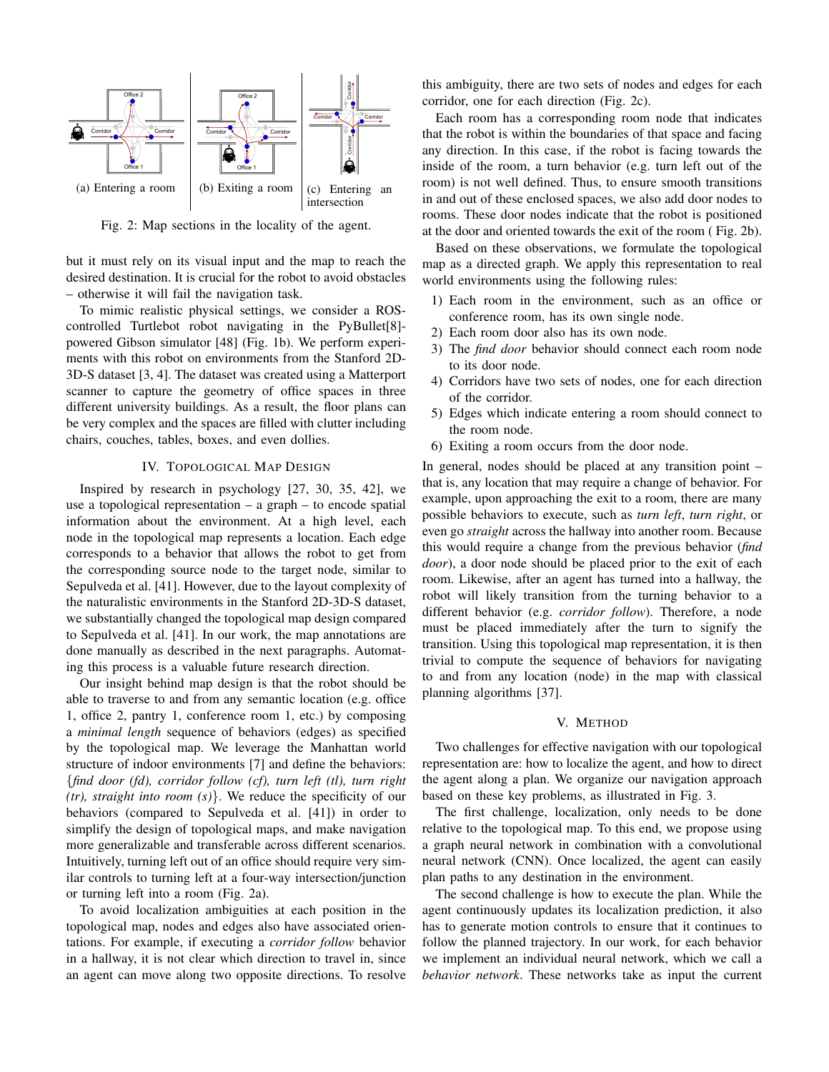(a) Entering a room (b) Exiting a room (c) Entering an intersection

Fig. 2: Map sections in the locality of the agent.

but it must rely on its visual input and the map to reach the desired destination. It is crucial for the robot to avoid obstacles – otherwise it will fail the navigation task.

To mimic realistic physical settings, we consider a ROS-controlled Turtlebot robot navigating in the PyBullet[8]-powered Gibson simulator [48] (Fig. 1b). We perform experiments with this robot on environments from the Stanford 2D-3D-S dataset [3, 4]. The dataset was created using a Matterport scanner to capture the geometry of office spaces in three different university buildings. As a result, the floor plans can be very complex and the spaces are filled with clutter including chairs, couches, tables, boxes, and even dollies.

## IV. Topological Map Design

Inspired by research in psychology [27, 30, 35, 42], we use a topological representation – a graph – to encode spatial information about the environment. At a high level, each node in the topological map represents a location. Each edge corresponds to a behavior that allows the robot to get from the corresponding source node to the target node, similar to Sepulveda et al. [41]. However, due to the layout complexity of the naturalistic environments in the Stanford 2D-3D-S dataset, we substantially changed the topological map design compared to Sepulveda et al. [41]. In our work, the map annotations are done manually as described in the next paragraphs. Automating this process is a valuable future research direction.

Our insight behind map design is that the robot should be able to traverse to and from any semantic location (e.g. office 1, office 2, pantry 1, conference room 1, etc.) by composing a *minimal length* sequence of behaviors (edges) as specified by the topological map. We leverage the Manhattan world structure of indoor environments [7] and define the behaviors: {*find door (fd), corridor follow (cf), turn left (tl), turn right (tr), straight into room (s)*}. We reduce the specificity of our behaviors (compared to Sepulveda et al. [41]) in order to simplify the design of topological maps, and make navigation more generalizable and transferable across different scenarios. Intuitively, turning left out of an office should require very similar controls to turning left at a four-way intersection/junction or turning left into a room (Fig. 2a).

To avoid localization ambiguities at each position in the topological map, nodes and edges also have associated orientations. For example, if executing a *corridor follow* behavior in a hallway, it is not clear which direction to travel in, since an agent can move along two opposite directions. To resolve this ambiguity, there are two sets of nodes and edges for each corridor, one for each direction (Fig. 2c).

Each room has a corresponding room node that indicates that the robot is within the boundaries of that space and facing any direction. In this case, if the robot is facing towards the inside of the room, a turn behavior (e.g. turn left out of the room) is not well defined. Thus, to ensure smooth transitions in and out of these enclosed spaces, we also add door nodes to rooms. These door nodes indicate that the robot is positioned at the door and oriented towards the exit of the room ( Fig. 2b).

Based on these observations, we formulate the topological map as a directed graph. We apply this representation to real world environments using the following rules:

1) Each room in the environment, such as an office or conference room, has its own single node.
2) Each room door also has its own node.
3) The *find door* behavior should connect each room node to its door node.
4) Corridors have two sets of nodes, one for each direction of the corridor.
5) Edges which indicate entering a room should connect to the room node.
6) Exiting a room occurs from the door node.

In general, nodes should be placed at any transition point – that is, any location that may require a change of behavior. For example, upon approaching the exit to a room, there are many possible behaviors to execute, such as *turn left*, *turn right*, or even go *straight* across the hallway into another room. Because this would require a change from the previous behavior (*find door*), a door node should be placed prior to the exit of each room. Likewise, after an agent has turned into a hallway, the robot will likely transition from the turning behavior to a different behavior (e.g. *corridor follow*). Therefore, a node must be placed immediately after the turn to signify the transition. Using this topological map representation, it is then trivial to compute the sequence of behaviors for navigating to and from any location (node) in the map with classical planning algorithms [37].

## V. Method

Two challenges for effective navigation with our topological representation are: how to localize the agent, and how to direct the agent along a plan. We organize our navigation approach based on these key problems, as illustrated in Fig. 3.

The first challenge, localization, only needs to be done relative to the topological map. To this end, we propose using a graph neural network in combination with a convolutional neural network (CNN). Once localized, the agent can easily plan paths to any destination in the environment.

The second challenge is how to execute the plan. While the agent continuously updates its localization prediction, it also has to generate motion controls to ensure that it continues to follow the planned trajectory. In our work, for each behavior we implement an individual neural network, which we call a *behavior network*. These networks take as input the current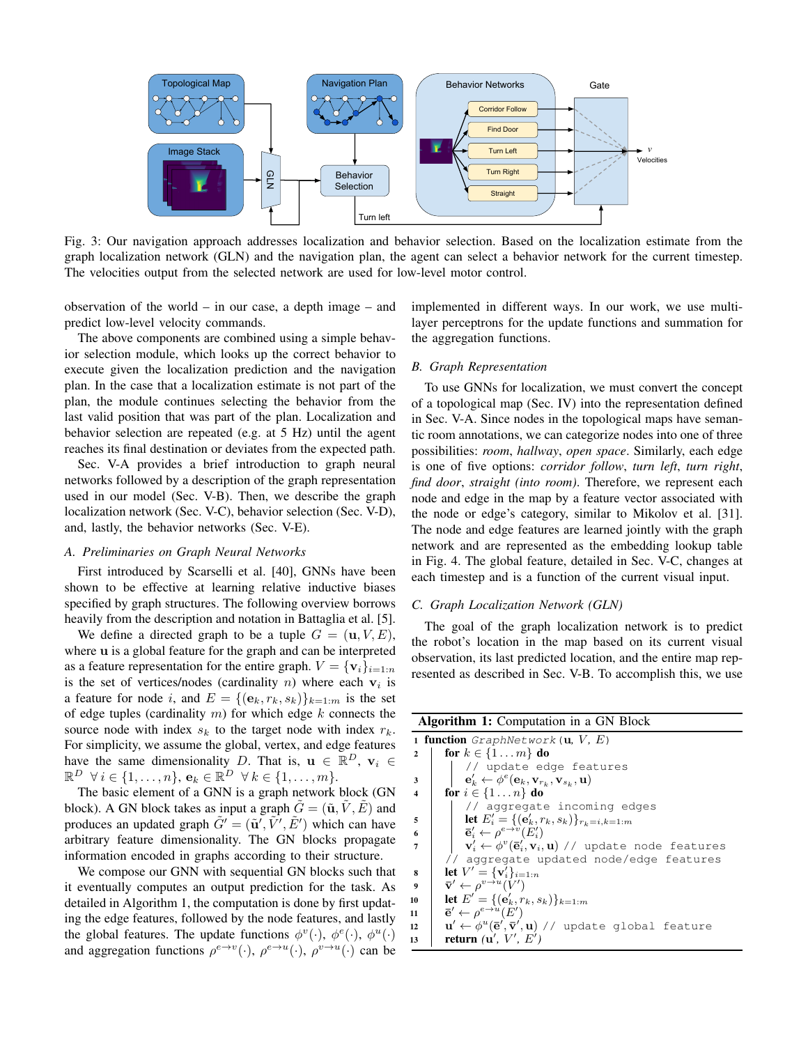Fig. 3: Our navigation approach addresses localization and behavior selection. Based on the localization estimate from the graph localization network (GLN) and the navigation plan, the agent can select a behavior network for the current timestep. The velocities output from the selected network are used for low-level motor control.

observation of the world – in our case, a depth image – and predict low-level velocity commands.

The above components are combined using a simple behavior selection module, which looks up the correct behavior to execute given the localization prediction and the navigation plan. In the case that a localization estimate is not part of the plan, the module continues selecting the behavior from the last valid position that was part of the plan. Localization and behavior selection are repeated (e.g. at 5 Hz) until the agent reaches its final destination or deviates from the expected path.

Sec. V-A provides a brief introduction to graph neural networks followed by a description of the graph representation used in our model (Sec. V-B). Then, we describe the graph localization network (Sec. V-C), behavior selection (Sec. V-D), and, lastly, the behavior networks (Sec. V-E).

### A. Preliminaries on Graph Neural Networks

First introduced by Scarselli et al. [40], GNNs have been shown to be effective at learning relative inductive biases specified by graph structures. The following overview borrows heavily from the description and notation in Battaglia et al. [5].

We define a directed graph to be a tuple $G = (\mathbf{u}, V, E)$, where $\mathbf{u}$ is a global feature for the graph and can be interpreted as a feature representation for the entire graph. $V = \{\mathbf{v}_i\}_{i=1:n}$ is the set of vertices/nodes (cardinality $n$) where each $\mathbf{v}_i$ is a feature for node $i$, and $E = \{(\mathbf{e}_k, r_k, s_k)\}_{k=1:m}$ is the set of edge tuples (cardinality $m$) for which edge $k$ connects the source node with index $s_k$ to the target node with index $r_k$. For simplicity, we assume the global, vertex, and edge features have the same dimensionality $D$. That is, $\mathbf{u} \in \mathbb{R}^D$, $\mathbf{v}_i \in \mathbb{R}^D \ \forall i \in \{1, \ldots, n\}$, $\mathbf{e}_k \in \mathbb{R}^D \ \forall k \in \{1, \ldots, m\}$.

The basic element of a GNN is a graph network block (GN block). A GN block takes as input a graph $\tilde{G} = (\tilde{\mathbf{u}}, \tilde{V}, \tilde{E})$ and produces an updated graph $\tilde{G}' = (\tilde{\mathbf{u}}', \tilde{V}', \tilde{E}')$ which can have arbitrary feature dimensionality. The GN blocks propagate information encoded in graphs according to their structure.

We compose our GNN with sequential GN blocks such that it eventually computes an output prediction for the task. As detailed in Algorithm 1, the computation is done by first updating the edge features, followed by the node features, and lastly the global features. The update functions $\phi^v(\cdot)$, $\phi^e(\cdot)$, $\phi^u(\cdot)$ and aggregation functions $\rho^{e\rightarrow v}(\cdot)$, $\rho^{e\rightarrow u}(\cdot)$, $\rho^{v\rightarrow u}(\cdot)$ can be implemented in different ways. In our work, we use multi-layer perceptrons for the update functions and summation for the aggregation functions.

### B. Graph Representation

To use GNNs for localization, we must convert the concept of a topological map (Sec. IV) into the representation defined in Sec. V-A. Since nodes in the topological maps have semantic room annotations, we can categorize nodes into one of three possibilities: *room*, *hallway*, *open space*. Similarly, each edge is one of five options: *corridor follow*, *turn left*, *turn right*, *find door*, *straight (into room)*. Therefore, we represent each node and edge in the map by a feature vector associated with the node or edge's category, similar to Mikolov et al. [31]. The node and edge features are learned jointly with the graph network and are represented as the embedding lookup table in Fig. 4. The global feature, detailed in Sec. V-C, changes at each timestep and is a function of the current visual input.

### C. Graph Localization Network (GLN)

The goal of the graph localization network is to predict the robot's location in the map based on its current visual observation, its last predicted location, and the entire map represented as described in Sec. V-B. To accomplish this, we use

**Algorithm 1:** Computation in a GN Block

```
1  function GraphNetwork(u, V, E)
2      for k ∈ {1...m} do
           // update edge features
3          e'_k ← φ^e(e_k, v_{r_k}, v_{s_k}, u)
4      for i ∈ {1...n} do
           // aggregate incoming edges
5          let E'_i = {(e'_k, r_k, s_k)}_{r_k=i, k=1:m}
6          ē'_i ← ρ^{e→v}(E'_i)
7          v'_i ← φ^v(ē'_i, v_i, u) // update node features
       // aggregate updated node/edge features
8      let V' = {v'_i}_{i=1:n}
9      v̄' ← ρ^{v→u}(V')
10     let E' = {(e'_k, r_k, s_k)}_{k=1:m}
11     ē' ← ρ^{e→u}(E')
12     u' ← φ^u(ē', v̄', u) // update global feature
13     return (u', V', E')
```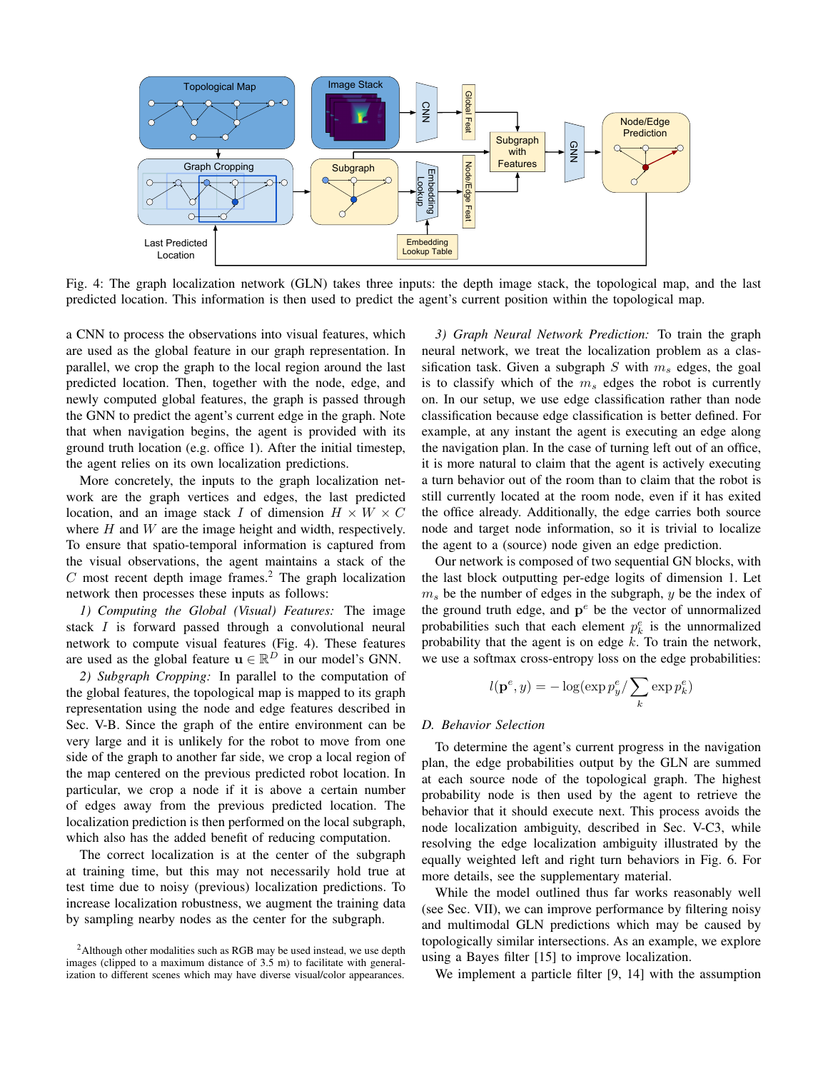Fig. 4: The graph localization network (GLN) takes three inputs: the depth image stack, the topological map, and the last predicted location. This information is then used to predict the agent's current position within the topological map.

a CNN to process the observations into visual features, which are used as the global feature in our graph representation. In parallel, we crop the graph to the local region around the last predicted location. Then, together with the node, edge, and newly computed global features, the graph is passed through the GNN to predict the agent's current edge in the graph. Note that when navigation begins, the agent is provided with its ground truth location (e.g. office 1). After the initial timestep, the agent relies on its own localization predictions.

More concretely, the inputs to the graph localization network are the graph vertices and edges, the last predicted location, and an image stack $I$ of dimension $H \times W \times C$ where $H$ and $W$ are the image height and width, respectively. To ensure that spatio-temporal information is captured from the visual observations, the agent maintains a stack of the $C$ most recent depth image frames.[2] The graph localization network then processes these inputs as follows:

*1) Computing the Global (Visual) Features:* The image stack $I$ is forward passed through a convolutional neural network to compute visual features (Fig. 4). These features are used as the global feature $\mathbf{u} \in \mathbb{R}^D$ in our model's GNN.

*2) Subgraph Cropping:* In parallel to the computation of the global features, the topological map is mapped to its graph representation using the node and edge features described in Sec. V-B. Since the graph of the entire environment can be very large and it is unlikely for the robot to move from one side of the graph to another far side, we crop a local region of the map centered on the previous predicted robot location. In particular, we crop a node if it is above a certain number of edges away from the previous predicted location. The localization prediction is then performed on the local subgraph, which also has the added benefit of reducing computation.

The correct localization is at the center of the subgraph at training time, but this may not necessarily hold true at test time due to noisy (previous) localization predictions. To increase localization robustness, we augment the training data by sampling nearby nodes as the center for the subgraph.

[2] Although other modalities such as RGB may be used instead, we use depth images (clipped to a maximum distance of 3.5 m) to facilitate with generalization to different scenes which may have diverse visual/color appearances.

*3) Graph Neural Network Prediction:* To train the graph neural network, we treat the localization problem as a classification task. Given a subgraph $S$ with $m_s$ edges, the goal is to classify which of the $m_s$ edges the robot is currently on. In our setup, we use edge classification rather than node classification because edge classification is better defined. For example, at any instant the agent is executing an edge along the navigation plan. In the case of turning left out of an office, it is more natural to claim that the agent is actively executing a turn behavior out of the room than to claim that the robot is still currently located at the room node, even if it has exited the office already. Additionally, the edge carries both source node and target node information, so it is trivial to localize the agent to a (source) node given an edge prediction.

Our network is composed of two sequential GN blocks, with the last block outputting per-edge logits of dimension 1. Let $m_s$ be the number of edges in the subgraph, $y$ be the index of the ground truth edge, and $\mathbf{p}^e$ be the vector of unnormalized probabilities such that each element $p^e_k$ is the unnormalized probability that the agent is on edge $k$. To train the network, we use a softmax cross-entropy loss on the edge probabilities:

$$l(\mathbf{p}^e, y) = -\log(\exp p^e_y / \sum_k \exp p^e_k)$$

### D. Behavior Selection

To determine the agent's current progress in the navigation plan, the edge probabilities output by the GLN are summed at each source node of the topological graph. The highest probability node is then used by the agent to retrieve the behavior that it should execute next. This process avoids the node localization ambiguity, described in Sec. V-C3, while resolving the edge localization ambiguity illustrated by the equally weighted left and right turn behaviors in Fig. 6. For more details, see the supplementary material.

While the model outlined thus far works reasonably well (see Sec. VII), we can improve performance by filtering noisy and multimodal GLN predictions which may be caused by topologically similar intersections. As an example, we explore using a Bayes filter [15] to improve localization.

We implement a particle filter [9, 14] with the assumption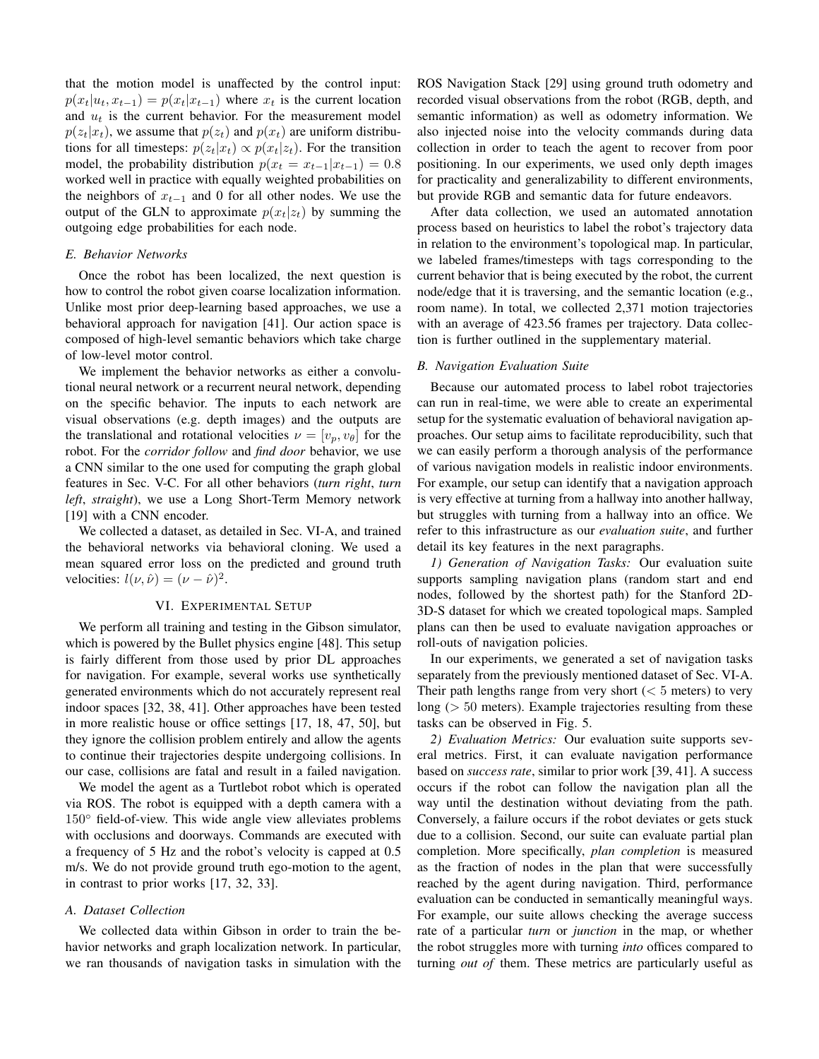that the motion model is unaffected by the control input: $p(x_t|u_t, x_{t-1}) = p(x_t|x_{t-1})$ where $x_t$ is the current location and $u_t$ is the current behavior. For the measurement model $p(z_t|x_t)$, we assume that $p(z_t)$ and $p(x_t)$ are uniform distributions for all timesteps: $p(z_t|x_t) \propto p(x_t|z_t)$. For the transition model, the probability distribution $p(x_t = x_{t-1}|x_{t-1}) = 0.8$ worked well in practice with equally weighted probabilities on the neighbors of $x_{t-1}$ and 0 for all other nodes. We use the output of the GLN to approximate $p(x_t|z_t)$ by summing the outgoing edge probabilities for each node.

### *E. Behavior Networks*

Once the robot has been localized, the next question is how to control the robot given coarse localization information. Unlike most prior deep-learning based approaches, we use a behavioral approach for navigation [41]. Our action space is composed of high-level semantic behaviors which take charge of low-level motor control.

We implement the behavior networks as either a convolutional neural network or a recurrent neural network, depending on the specific behavior. The inputs to each network are visual observations (e.g. depth images) and the outputs are the translational and rotational velocities $\nu = [v_p, v_\theta]$ for the robot. For the *corridor follow* and *find door* behavior, we use a CNN similar to the one used for computing the graph global features in Sec. V-C. For all other behaviors (*turn right*, *turn left*, *straight*), we use a Long Short-Term Memory network [19] with a CNN encoder.

We collected a dataset, as detailed in Sec. VI-A, and trained the behavioral networks via behavioral cloning. We used a mean squared error loss on the predicted and ground truth velocities: $l(\nu, \hat{\nu}) = (\nu - \hat{\nu})^2$.

## VI. Experimental Setup

We perform all training and testing in the Gibson simulator, which is powered by the Bullet physics engine [48]. This setup is fairly different from those used by prior DL approaches for navigation. For example, several works use synthetically generated environments which do not accurately represent real indoor spaces [32, 38, 41]. Other approaches have been tested in more realistic house or office settings [17, 18, 47, 50], but they ignore the collision problem entirely and allow the agents to continue their trajectories despite undergoing collisions. In our case, collisions are fatal and result in a failed navigation.

We model the agent as a Turtlebot robot which is operated via ROS. The robot is equipped with a depth camera with a $150°$ field-of-view. This wide angle view alleviates problems with occlusions and doorways. Commands are executed with a frequency of 5 Hz and the robot's velocity is capped at 0.5 m/s. We do not provide ground truth ego-motion to the agent, in contrast to prior works [17, 32, 33].

### *A. Dataset Collection*

We collected data within Gibson in order to train the behavior networks and graph localization network. In particular, we ran thousands of navigation tasks in simulation with the ROS Navigation Stack [29] using ground truth odometry and recorded visual observations from the robot (RGB, depth, and semantic information) as well as odometry information. We also injected noise into the velocity commands during data collection in order to teach the agent to recover from poor positioning. In our experiments, we used only depth images for practicality and generalizability to different environments, but provide RGB and semantic data for future endeavors.

After data collection, we used an automated annotation process based on heuristics to label the robot's trajectory data in relation to the environment's topological map. In particular, we labeled frames/timesteps with tags corresponding to the current behavior that is being executed by the robot, the current node/edge that it is traversing, and the semantic location (e.g., room name). In total, we collected 2,371 motion trajectories with an average of 423.56 frames per trajectory. Data collection is further outlined in the supplementary material.

### *B. Navigation Evaluation Suite*

Because our automated process to label robot trajectories can run in real-time, we were able to create an experimental setup for the systematic evaluation of behavioral navigation approaches. Our setup aims to facilitate reproducibility, such that we can easily perform a thorough analysis of the performance of various navigation models in realistic indoor environments. For example, our setup can identify that a navigation approach is very effective at turning from a hallway into another hallway, but struggles with turning from a hallway into an office. We refer to this infrastructure as our *evaluation suite*, and further detail its key features in the next paragraphs.

*1) Generation of Navigation Tasks:* Our evaluation suite supports sampling navigation plans (random start and end nodes, followed by the shortest path) for the Stanford 2D-3D-S dataset for which we created topological maps. Sampled plans can then be used to evaluate navigation approaches or roll-outs of navigation policies.

In our experiments, we generated a set of navigation tasks separately from the previously mentioned dataset of Sec. VI-A. Their path lengths range from very short ($< 5$ meters) to very long ($> 50$ meters). Example trajectories resulting from these tasks can be observed in Fig. 5.

*2) Evaluation Metrics:* Our evaluation suite supports several metrics. First, it can evaluate navigation performance based on *success rate*, similar to prior work [39, 41]. A success occurs if the robot can follow the navigation plan all the way until the destination without deviating from the path. Conversely, a failure occurs if the robot deviates or gets stuck due to a collision. Second, our suite can evaluate partial plan completion. More specifically, *plan completion* is measured as the fraction of nodes in the plan that were successfully reached by the agent during navigation. Third, performance evaluation can be conducted in semantically meaningful ways. For example, our suite allows checking the average success rate of a particular *turn* or *junction* in the map, or whether the robot struggles more with turning *into* offices compared to turning *out of* them. These metrics are particularly useful as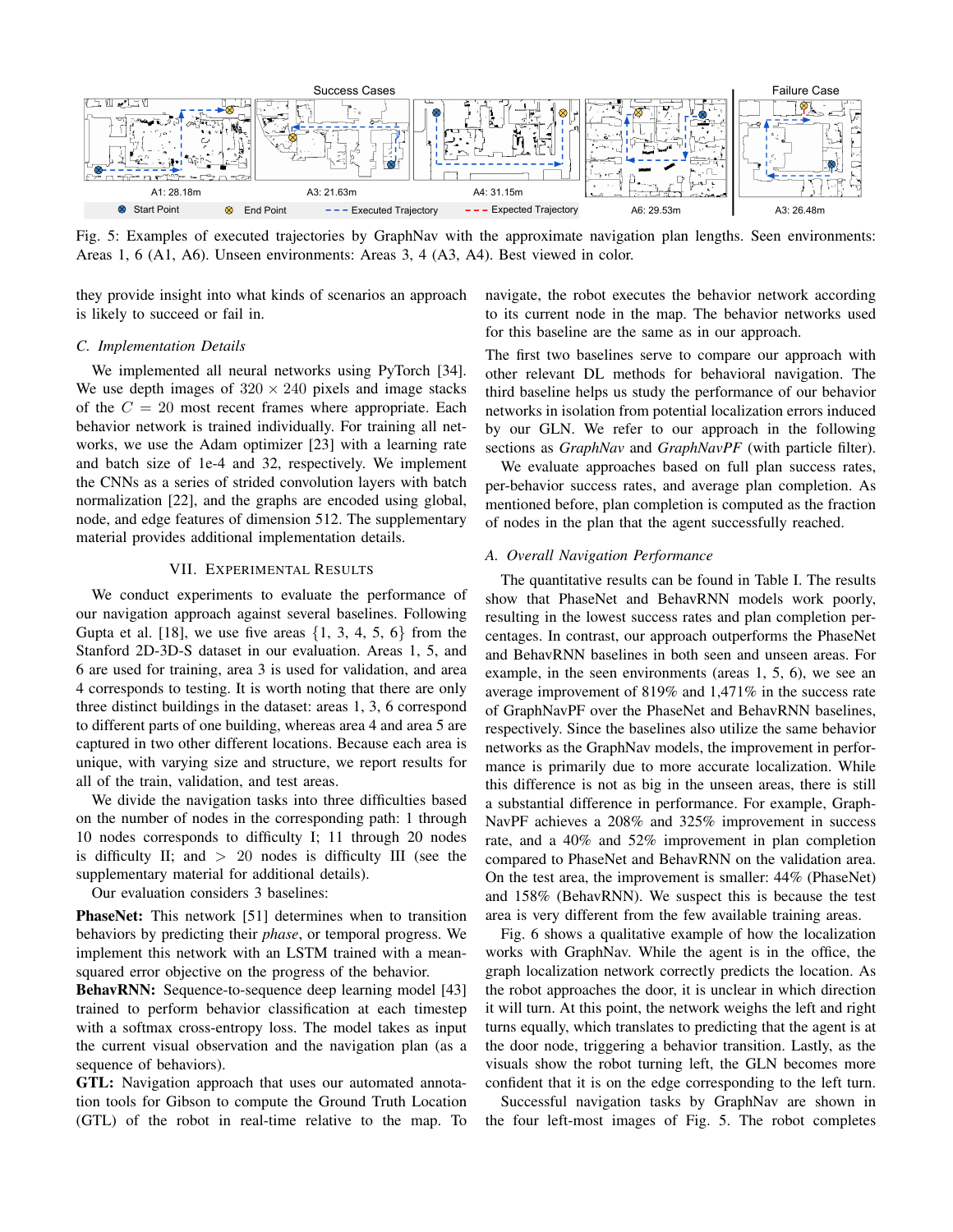Fig. 5: Examples of executed trajectories by GraphNav with the approximate navigation plan lengths. Seen environments: Areas 1, 6 (A1, A6). Unseen environments: Areas 3, 4 (A3, A4). Best viewed in color.

they provide insight into what kinds of scenarios an approach is likely to succeed or fail in.

### C. Implementation Details

We implemented all neural networks using PyTorch [34]. We use depth images of $320 \times 240$ pixels and image stacks of the $C = 20$ most recent frames where appropriate. Each behavior network is trained individually. For training all networks, we use the Adam optimizer [23] with a learning rate and batch size of 1e-4 and 32, respectively. We implement the CNNs as a series of strided convolution layers with batch normalization [22], and the graphs are encoded using global, node, and edge features of dimension 512. The supplementary material provides additional implementation details.

## VII. Experimental Results

We conduct experiments to evaluate the performance of our navigation approach against several baselines. Following Gupta et al. [18], we use five areas {1, 3, 4, 5, 6} from the Stanford 2D-3D-S dataset in our evaluation. Areas 1, 5, and 6 are used for training, area 3 is used for validation, and area 4 corresponds to testing. It is worth noting that there are only three distinct buildings in the dataset: areas 1, 3, 6 correspond to different parts of one building, whereas area 4 and area 5 are captured in two other different locations. Because each area is unique, with varying size and structure, we report results for all of the train, validation, and test areas.

We divide the navigation tasks into three difficulties based on the number of nodes in the corresponding path: 1 through 10 nodes corresponds to difficulty I; 11 through 20 nodes is difficulty II; and $>$ 20 nodes is difficulty III (see the supplementary material for additional details).

Our evaluation considers 3 baselines:

**PhaseNet:** This network [51] determines when to transition behaviors by predicting their *phase*, or temporal progress. We implement this network with an LSTM trained with a mean-squared error objective on the progress of the behavior.

**BehavRNN:** Sequence-to-sequence deep learning model [43] trained to perform behavior classification at each timestep with a softmax cross-entropy loss. The model takes as input the current visual observation and the navigation plan (as a sequence of behaviors).

**GTL:** Navigation approach that uses our automated annotation tools for Gibson to compute the Ground Truth Location (GTL) of the robot in real-time relative to the map. To navigate, the robot executes the behavior network according to its current node in the map. The behavior networks used for this baseline are the same as in our approach.

The first two baselines serve to compare our approach with other relevant DL methods for behavioral navigation. The third baseline helps us study the performance of our behavior networks in isolation from potential localization errors induced by our GLN. We refer to our approach in the following sections as *GraphNav* and *GraphNavPF* (with particle filter).

We evaluate approaches based on full plan success rates, per-behavior success rates, and average plan completion. As mentioned before, plan completion is computed as the fraction of nodes in the plan that the agent successfully reached.

### A. Overall Navigation Performance

The quantitative results can be found in Table I. The results show that PhaseNet and BehavRNN models work poorly, resulting in the lowest success rates and plan completion percentages. In contrast, our approach outperforms the PhaseNet and BehavRNN baselines in both seen and unseen areas. For example, in the seen environments (areas 1, 5, 6), we see an average improvement of 819% and 1,471% in the success rate of GraphNavPF over the PhaseNet and BehavRNN baselines, respectively. Since the baselines also utilize the same behavior networks as the GraphNav models, the improvement in performance is primarily due to more accurate localization. While this difference is not as big in the unseen areas, there is still a substantial difference in performance. For example, GraphNavPF achieves a 208% and 325% improvement in success rate, and a 40% and 52% improvement in plan completion compared to PhaseNet and BehavRNN on the validation area. On the test area, the improvement is smaller: 44% (PhaseNet) and 158% (BehavRNN). We suspect this is because the test area is very different from the few available training areas.

Fig. 6 shows a qualitative example of how the localization works with GraphNav. While the agent is in the office, the graph localization network correctly predicts the location. As the robot approaches the door, it is unclear in which direction it will turn. At this point, the network weighs the left and right turns equally, which translates to predicting that the agent is at the door node, triggering a behavior transition. Lastly, as the visuals show the robot turning left, the GLN becomes more confident that it is on the edge corresponding to the left turn.

Successful navigation tasks by GraphNav are shown in the four left-most images of Fig. 5. The robot completes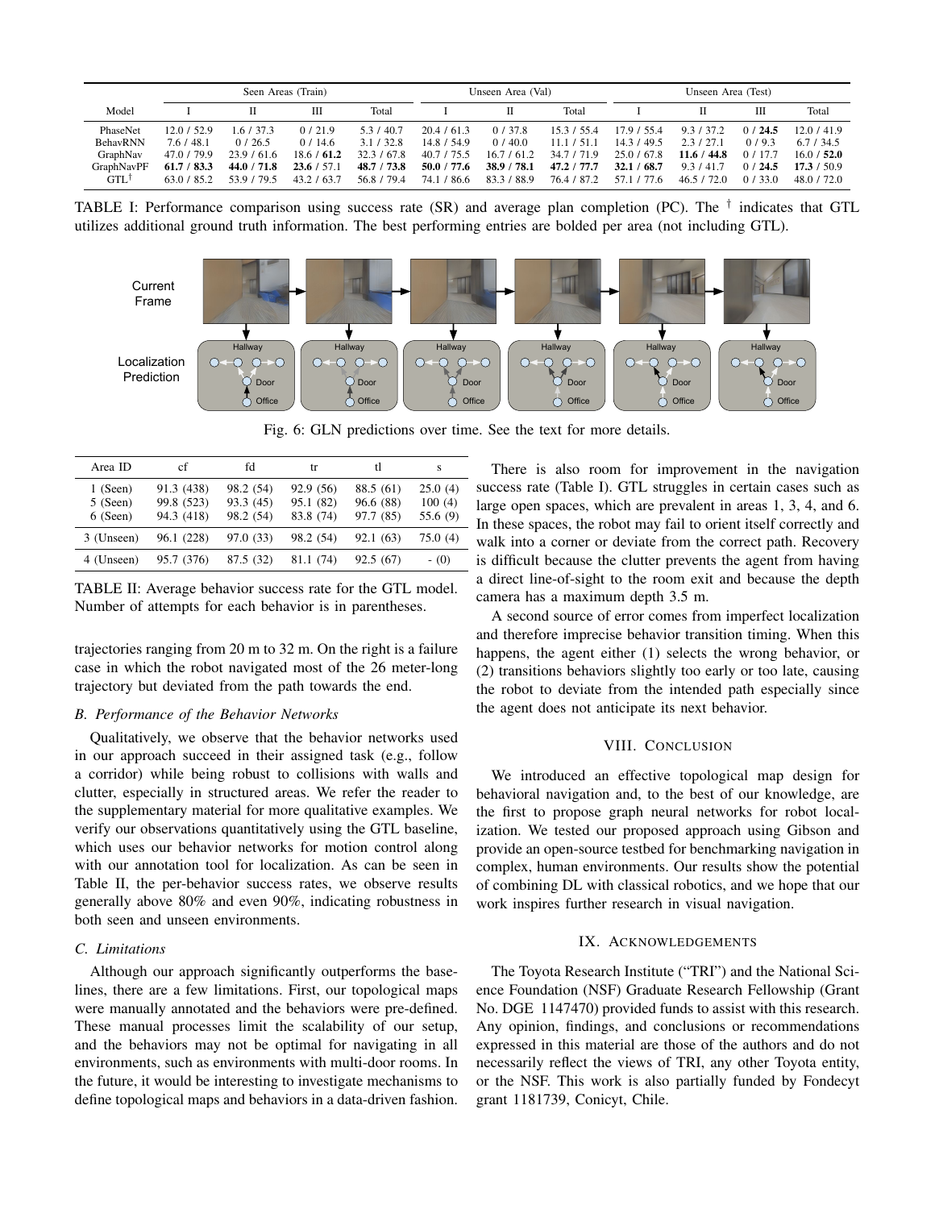| Model | Seen Areas (Train) | | | | Unseen Area (Val) | | | Unseen Area (Test) | | | |
|---|---|---|---|---|---|---|---|---|---|---|---|
| | I | II | III | Total | I | II | Total | I | II | III | Total |
| PhaseNet | 12.0 / 52.9 | 1.6 / 37.3 | 0 / 21.9 | 5.3 / 40.7 | 20.4 / 61.3 | 0 / 37.8 | 15.3 / 55.4 | 17.9 / 55.4 | 9.3 / 37.2 | 0 / **24.5** | 12.0 / 41.9 |
| BehavRNN | 7.6 / 48.1 | 0 / 26.5 | 0 / 14.6 | 3.1 / 32.8 | 14.8 / 54.9 | 0 / 40.0 | 11.1 / 51.1 | 14.3 / 49.5 | 2.3 / 27.1 | 0 / 9.3 | 6.7 / 34.5 |
| GraphNav | 47.0 / 79.9 | 23.9 / 61.6 | 18.6 / **61.2** | 32.3 / 67.8 | 40.7 / 75.5 | 16.7 / 61.2 | 34.7 / 71.9 | 25.0 / 67.8 | **11.6** / **44.8** | 0 / 17.7 | 16.0 / **52.0** |
| GraphNavPF | **61.7** / **83.3** | **44.0** / **71.8** | **23.6** / 57.1 | **48.7** / **73.8** | **50.0** / **77.6** | **38.9** / **78.1** | **47.2** / **77.7** | **32.1** / **68.7** | 9.3 / 41.7 | 0 / **24.5** | **17.3** / 50.9 |
| GTL† | 63.0 / 85.2 | 53.9 / 79.5 | 43.2 / 63.7 | 56.8 / 79.4 | 74.1 / 86.6 | 83.3 / 88.9 | 76.4 / 87.2 | 57.1 / 77.6 | 46.5 / 72.0 | 0 / 33.0 | 48.0 / 72.0 |

TABLE I: Performance comparison using success rate (SR) and average plan completion (PC). The † indicates that GTL utilizes additional ground truth information. The best performing entries are bolded per area (not including GTL).

Fig. 6: GLN predictions over time. See the text for more details.

| Area ID | cf | fd | tr | tl | s |
|---|---|---|---|---|---|
| 1 (Seen) | 91.3 (438) | 98.2 (54) | 92.9 (56) | 88.5 (61) | 25.0 (4) |
| 5 (Seen) | 99.8 (523) | 93.3 (45) | 95.1 (82) | 96.6 (88) | 100 (4) |
| 6 (Seen) | 94.3 (418) | 98.2 (54) | 83.8 (74) | 97.7 (85) | 55.6 (9) |
| 3 (Unseen) | 96.1 (228) | 97.0 (33) | 98.2 (54) | 92.1 (63) | 75.0 (4) |
| 4 (Unseen) | 95.7 (376) | 87.5 (32) | 81.1 (74) | 92.5 (67) | - (0) |

TABLE II: Average behavior success rate for the GTL model. Number of attempts for each behavior is in parentheses.

trajectories ranging from 20 m to 32 m. On the right is a failure case in which the robot navigated most of the 26 meter-long trajectory but deviated from the path towards the end.

### B. Performance of the Behavior Networks

Qualitatively, we observe that the behavior networks used in our approach succeed in their assigned task (e.g., follow a corridor) while being robust to collisions with walls and clutter, especially in structured areas. We refer the reader to the supplementary material for more qualitative examples. We verify our observations quantitatively using the GTL baseline, which uses our behavior networks for motion control along with our annotation tool for localization. As can be seen in Table II, the per-behavior success rates, we observe results generally above 80% and even 90%, indicating robustness in both seen and unseen environments.

### C. Limitations

Although our approach significantly outperforms the baselines, there are a few limitations. First, our topological maps were manually annotated and the behaviors were pre-defined. These manual processes limit the scalability of our setup, and the behaviors may not be optimal for navigating in all environments, such as environments with multi-door rooms. In the future, it would be interesting to investigate mechanisms to define topological maps and behaviors in a data-driven fashion.

There is also room for improvement in the navigation success rate (Table I). GTL struggles in certain cases such as large open spaces, which are prevalent in areas 1, 3, 4, and 6. In these spaces, the robot may fail to orient itself correctly and walk into a corner or deviate from the correct path. Recovery is difficult because the clutter prevents the agent from having a direct line-of-sight to the room exit and because the depth camera has a maximum depth 3.5 m.

A second source of error comes from imperfect localization and therefore imprecise behavior transition timing. When this happens, the agent either (1) selects the wrong behavior, or (2) transitions behaviors slightly too early or too late, causing the robot to deviate from the intended path especially since the agent does not anticipate its next behavior.

## VIII. Conclusion

We introduced an effective topological map design for behavioral navigation and, to the best of our knowledge, are the first to propose graph neural networks for robot localization. We tested our proposed approach using Gibson and provide an open-source testbed for benchmarking navigation in complex, human environments. Our results show the potential of combining DL with classical robotics, and we hope that our work inspires further research in visual navigation.

## IX. Acknowledgements

The Toyota Research Institute ("TRI") and the National Science Foundation (NSF) Graduate Research Fellowship (Grant No. DGE 1147470) provided funds to assist with this research. Any opinion, findings, and conclusions or recommendations expressed in this material are those of the authors and do not necessarily reflect the views of TRI, any other Toyota entity, or the NSF. This work is also partially funded by Fondecyt grant 1181739, Conicyt, Chile.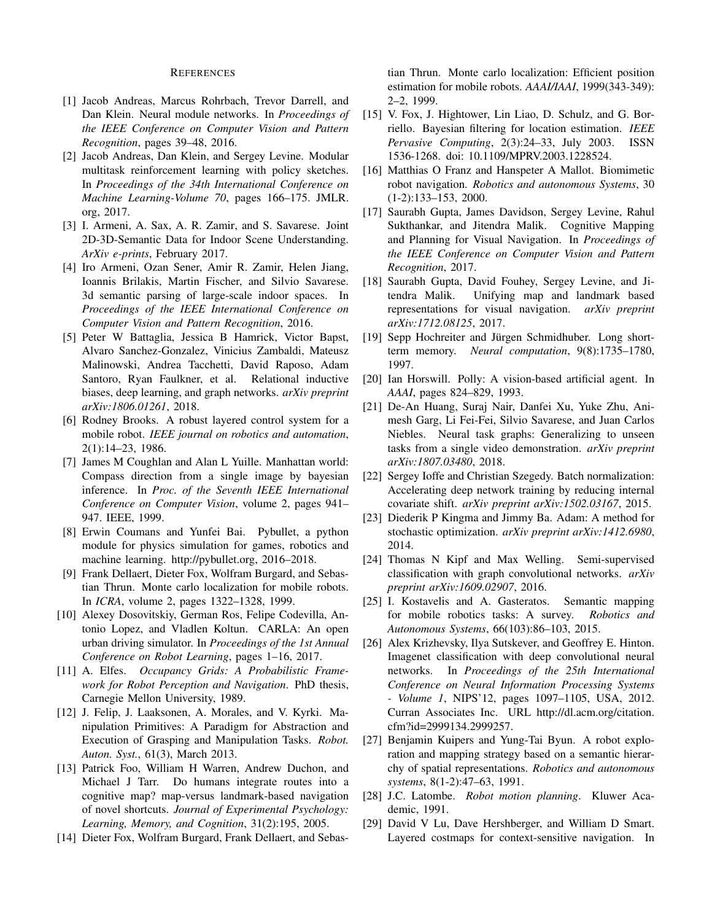## References

[1] Jacob Andreas, Marcus Rohrbach, Trevor Darrell, and Dan Klein. Neural module networks. In *Proceedings of the IEEE Conference on Computer Vision and Pattern Recognition*, pages 39–48, 2016.

[2] Jacob Andreas, Dan Klein, and Sergey Levine. Modular multitask reinforcement learning with policy sketches. In *Proceedings of the 34th International Conference on Machine Learning-Volume 70*, pages 166–175. JMLR. org, 2017.

[3] I. Armeni, A. Sax, A. R. Zamir, and S. Savarese. Joint 2D-3D-Semantic Data for Indoor Scene Understanding. *ArXiv e-prints*, February 2017.

[4] Iro Armeni, Ozan Sener, Amir R. Zamir, Helen Jiang, Ioannis Brilakis, Martin Fischer, and Silvio Savarese. 3d semantic parsing of large-scale indoor spaces. In *Proceedings of the IEEE International Conference on Computer Vision and Pattern Recognition*, 2016.

[5] Peter W Battaglia, Jessica B Hamrick, Victor Bapst, Alvaro Sanchez-Gonzalez, Vinicius Zambaldi, Mateusz Malinowski, Andrea Tacchetti, David Raposo, Adam Santoro, Ryan Faulkner, et al. Relational inductive biases, deep learning, and graph networks. *arXiv preprint arXiv:1806.01261*, 2018.

[6] Rodney Brooks. A robust layered control system for a mobile robot. *IEEE journal on robotics and automation*, 2(1):14–23, 1986.

[7] James M Coughlan and Alan L Yuille. Manhattan world: Compass direction from a single image by bayesian inference. In *Proc. of the Seventh IEEE International Conference on Computer Vision*, volume 2, pages 941–947. IEEE, 1999.

[8] Erwin Coumans and Yunfei Bai. Pybullet, a python module for physics simulation for games, robotics and machine learning. http://pybullet.org, 2016–2018.

[9] Frank Dellaert, Dieter Fox, Wolfram Burgard, and Sebastian Thrun. Monte carlo localization for mobile robots. In *ICRA*, volume 2, pages 1322–1328, 1999.

[10] Alexey Dosovitskiy, German Ros, Felipe Codevilla, Antonio Lopez, and Vladlen Koltun. CARLA: An open urban driving simulator. In *Proceedings of the 1st Annual Conference on Robot Learning*, pages 1–16, 2017.

[11] A. Elfes. *Occupancy Grids: A Probabilistic Framework for Robot Perception and Navigation*. PhD thesis, Carnegie Mellon University, 1989.

[12] J. Felip, J. Laaksonen, A. Morales, and V. Kyrki. Manipulation Primitives: A Paradigm for Abstraction and Execution of Grasping and Manipulation Tasks. *Robot. Auton. Syst.*, 61(3), March 2013.

[13] Patrick Foo, William H Warren, Andrew Duchon, and Michael J Tarr. Do humans integrate routes into a cognitive map? map-versus landmark-based navigation of novel shortcuts. *Journal of Experimental Psychology: Learning, Memory, and Cognition*, 31(2):195, 2005.

[14] Dieter Fox, Wolfram Burgard, Frank Dellaert, and Sebastian Thrun. Monte carlo localization: Efficient position estimation for mobile robots. *AAAI/IAAI*, 1999(343-349): 2–2, 1999.

[15] V. Fox, J. Hightower, Lin Liao, D. Schulz, and G. Borriello. Bayesian filtering for location estimation. *IEEE Pervasive Computing*, 2(3):24–33, July 2003. ISSN 1536-1268. doi: 10.1109/MPRV.2003.1228524.

[16] Matthias O Franz and Hanspeter A Mallot. Biomimetic robot navigation. *Robotics and autonomous Systems*, 30 (1-2):133–153, 2000.

[17] Saurabh Gupta, James Davidson, Sergey Levine, Rahul Sukthankar, and Jitendra Malik. Cognitive Mapping and Planning for Visual Navigation. In *Proceedings of the IEEE Conference on Computer Vision and Pattern Recognition*, 2017.

[18] Saurabh Gupta, David Fouhey, Sergey Levine, and Jitendra Malik. Unifying map and landmark based representations for visual navigation. *arXiv preprint arXiv:1712.08125*, 2017.

[19] Sepp Hochreiter and Jürgen Schmidhuber. Long short-term memory. *Neural computation*, 9(8):1735–1780, 1997.

[20] Ian Horswill. Polly: A vision-based artificial agent. In *AAAI*, pages 824–829, 1993.

[21] De-An Huang, Suraj Nair, Danfei Xu, Yuke Zhu, Animesh Garg, Li Fei-Fei, Silvio Savarese, and Juan Carlos Niebles. Neural task graphs: Generalizing to unseen tasks from a single video demonstration. *arXiv preprint arXiv:1807.03480*, 2018.

[22] Sergey Ioffe and Christian Szegedy. Batch normalization: Accelerating deep network training by reducing internal covariate shift. *arXiv preprint arXiv:1502.03167*, 2015.

[23] Diederik P Kingma and Jimmy Ba. Adam: A method for stochastic optimization. *arXiv preprint arXiv:1412.6980*, 2014.

[24] Thomas N Kipf and Max Welling. Semi-supervised classification with graph convolutional networks. *arXiv preprint arXiv:1609.02907*, 2016.

[25] I. Kostavelis and A. Gasteratos. Semantic mapping for mobile robotics tasks: A survey. *Robotics and Autonomous Systems*, 66(103):86–103, 2015.

[26] Alex Krizhevsky, Ilya Sutskever, and Geoffrey E. Hinton. Imagenet classification with deep convolutional neural networks. In *Proceedings of the 25th International Conference on Neural Information Processing Systems - Volume 1*, NIPS'12, pages 1097–1105, USA, 2012. Curran Associates Inc. URL http://dl.acm.org/citation.cfm?id=2999134.2999257.

[27] Benjamin Kuipers and Yung-Tai Byun. A robot exploration and mapping strategy based on a semantic hierarchy of spatial representations. *Robotics and autonomous systems*, 8(1-2):47–63, 1991.

[28] J.C. Latombe. *Robot motion planning*. Kluwer Academic, 1991.

[29] David V Lu, Dave Hershberger, and William D Smart. Layered costmaps for context-sensitive navigation. In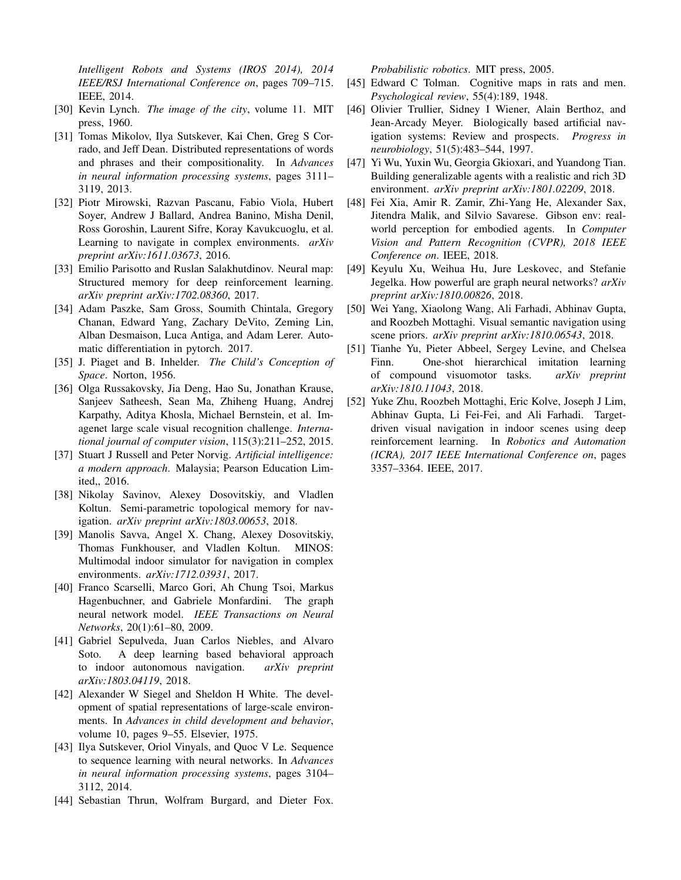Intelligent Robots and Systems (IROS 2014), 2014 IEEE/RSJ International Conference on*, pages 709–715. IEEE, 2014.

[30] Kevin Lynch. *The image of the city*, volume 11. MIT press, 1960.

[31] Tomas Mikolov, Ilya Sutskever, Kai Chen, Greg S Corrado, and Jeff Dean. Distributed representations of words and phrases and their compositionality. In *Advances in neural information processing systems*, pages 3111–3119, 2013.

[32] Piotr Mirowski, Razvan Pascanu, Fabio Viola, Hubert Soyer, Andrew J Ballard, Andrea Banino, Misha Denil, Ross Goroshin, Laurent Sifre, Koray Kavukcuoglu, et al. Learning to navigate in complex environments. *arXiv preprint arXiv:1611.03673*, 2016.

[33] Emilio Parisotto and Ruslan Salakhutdinov. Neural map: Structured memory for deep reinforcement learning. *arXiv preprint arXiv:1702.08360*, 2017.

[34] Adam Paszke, Sam Gross, Soumith Chintala, Gregory Chanan, Edward Yang, Zachary DeVito, Zeming Lin, Alban Desmaison, Luca Antiga, and Adam Lerer. Automatic differentiation in pytorch. 2017.

[35] J. Piaget and B. Inhelder. *The Child's Conception of Space*. Norton, 1956.

[36] Olga Russakovsky, Jia Deng, Hao Su, Jonathan Krause, Sanjeev Satheesh, Sean Ma, Zhiheng Huang, Andrej Karpathy, Aditya Khosla, Michael Bernstein, et al. Imagenet large scale visual recognition challenge. *International journal of computer vision*, 115(3):211–252, 2015.

[37] Stuart J Russell and Peter Norvig. *Artificial intelligence: a modern approach*. Malaysia; Pearson Education Limited,, 2016.

[38] Nikolay Savinov, Alexey Dosovitskiy, and Vladlen Koltun. Semi-parametric topological memory for navigation. *arXiv preprint arXiv:1803.00653*, 2018.

[39] Manolis Savva, Angel X. Chang, Alexey Dosovitskiy, Thomas Funkhouser, and Vladlen Koltun. MINOS: Multimodal indoor simulator for navigation in complex environments. *arXiv:1712.03931*, 2017.

[40] Franco Scarselli, Marco Gori, Ah Chung Tsoi, Markus Hagenbuchner, and Gabriele Monfardini. The graph neural network model. *IEEE Transactions on Neural Networks*, 20(1):61–80, 2009.

[41] Gabriel Sepulveda, Juan Carlos Niebles, and Alvaro Soto. A deep learning based behavioral approach to indoor autonomous navigation. *arXiv preprint arXiv:1803.04119*, 2018.

[42] Alexander W Siegel and Sheldon H White. The development of spatial representations of large-scale environments. In *Advances in child development and behavior*, volume 10, pages 9–55. Elsevier, 1975.

[43] Ilya Sutskever, Oriol Vinyals, and Quoc V Le. Sequence to sequence learning with neural networks. In *Advances in neural information processing systems*, pages 3104–3112, 2014.

[44] Sebastian Thrun, Wolfram Burgard, and Dieter Fox. *Probabilistic robotics*. MIT press, 2005.

[45] Edward C Tolman. Cognitive maps in rats and men. *Psychological review*, 55(4):189, 1948.

[46] Olivier Trullier, Sidney I Wiener, Alain Berthoz, and Jean-Arcady Meyer. Biologically based artificial navigation systems: Review and prospects. *Progress in neurobiology*, 51(5):483–544, 1997.

[47] Yi Wu, Yuxin Wu, Georgia Gkioxari, and Yuandong Tian. Building generalizable agents with a realistic and rich 3D environment. *arXiv preprint arXiv:1801.02209*, 2018.

[48] Fei Xia, Amir R. Zamir, Zhi-Yang He, Alexander Sax, Jitendra Malik, and Silvio Savarese. Gibson env: real-world perception for embodied agents. In *Computer Vision and Pattern Recognition (CVPR), 2018 IEEE Conference on*. IEEE, 2018.

[49] Keyulu Xu, Weihua Hu, Jure Leskovec, and Stefanie Jegelka. How powerful are graph neural networks? *arXiv preprint arXiv:1810.00826*, 2018.

[50] Wei Yang, Xiaolong Wang, Ali Farhadi, Abhinav Gupta, and Roozbeh Mottaghi. Visual semantic navigation using scene priors. *arXiv preprint arXiv:1810.06543*, 2018.

[51] Tianhe Yu, Pieter Abbeel, Sergey Levine, and Chelsea Finn. One-shot hierarchical imitation learning of compound visuomotor tasks. *arXiv preprint arXiv:1810.11043*, 2018.

[52] Yuke Zhu, Roozbeh Mottaghi, Eric Kolve, Joseph J Lim, Abhinav Gupta, Li Fei-Fei, and Ali Farhadi. Target-driven visual navigation in indoor scenes using deep reinforcement learning. In *Robotics and Automation (ICRA), 2017 IEEE International Conference on*, pages 3357–3364. IEEE, 2017.